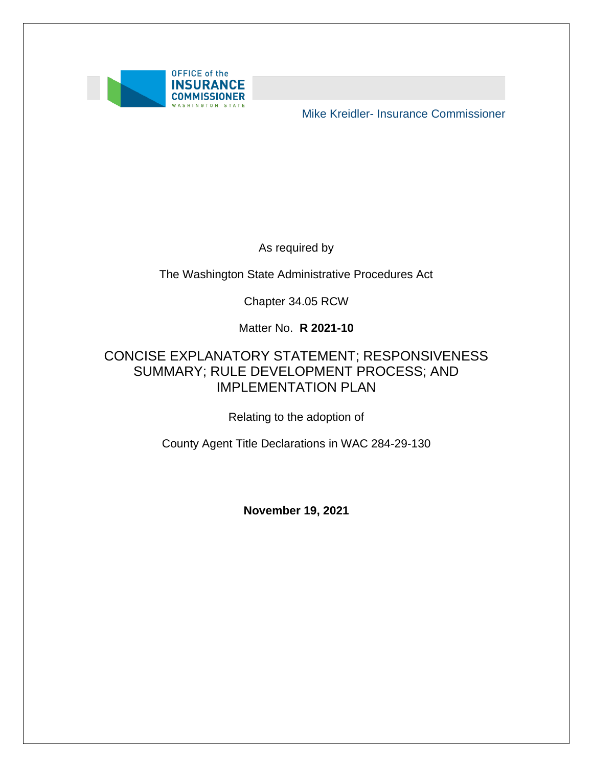OFFICE of the INSURANCE COMMISSIONER WASHINGTON STATE

Mike Kreidler- Insurance Commissioner

As required by

The Washington State Administrative Procedures Act

Chapter 34.05 RCW

Matter No. **R 2021-10**

# CONCISE EXPLANATORY STATEMENT; RESPONSIVENESS SUMMARY; RULE DEVELOPMENT PROCESS; AND IMPLEMENTATION PLAN

Relating to the adoption of

County Agent Title Declarations in WAC 284-29-130

**November 19, 2021**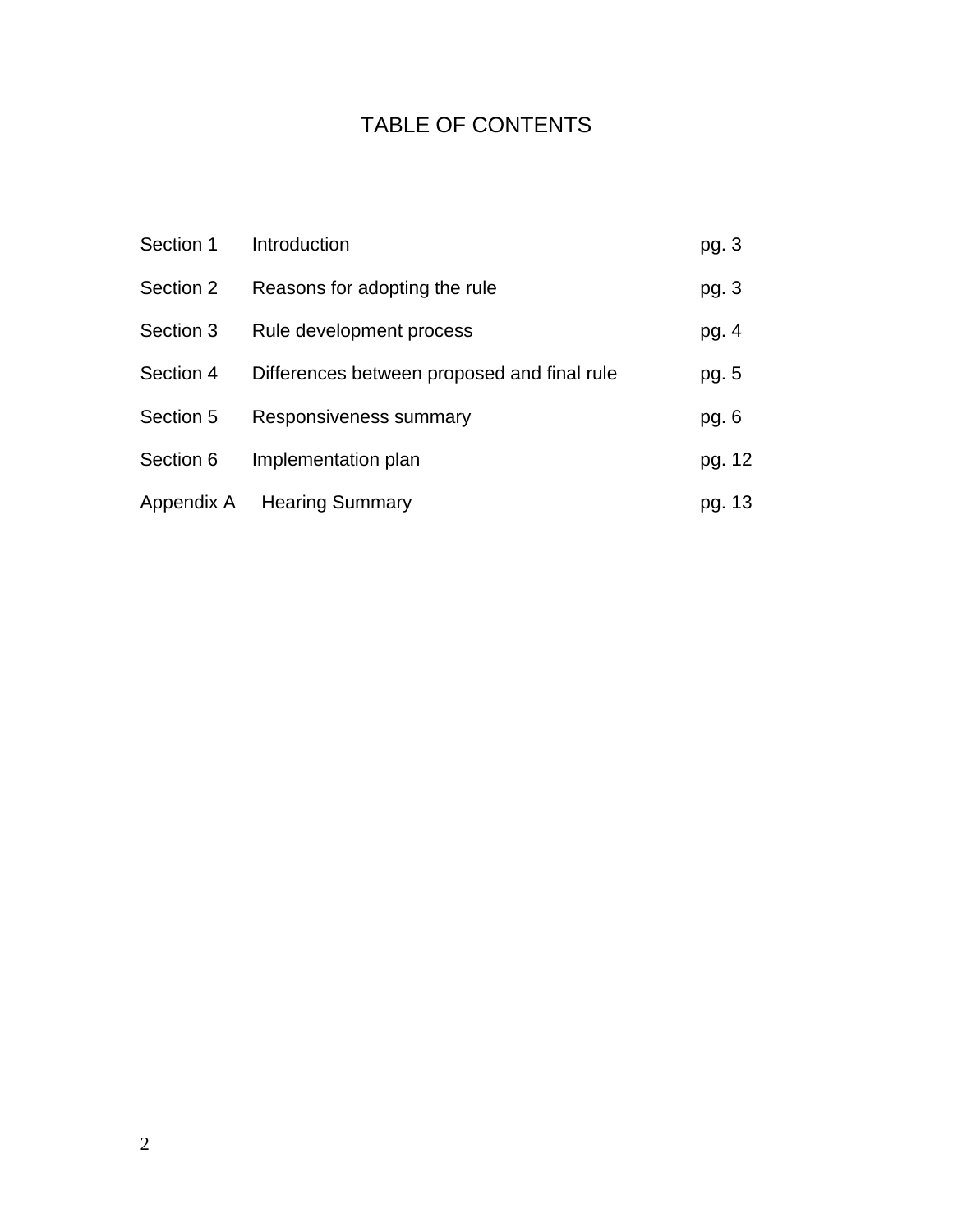# TABLE OF CONTENTS

| | | |
|---|---|---|
| Section 1 | Introduction | pg. 3 |
| Section 2 | Reasons for adopting the rule | pg. 3 |
| Section 3 | Rule development process | pg. 4 |
| Section 4 | Differences between proposed and final rule | pg. 5 |
| Section 5 | Responsiveness summary | pg. 6 |
| Section 6 | Implementation plan | pg. 12 |
| Appendix A | Hearing Summary | pg. 13 |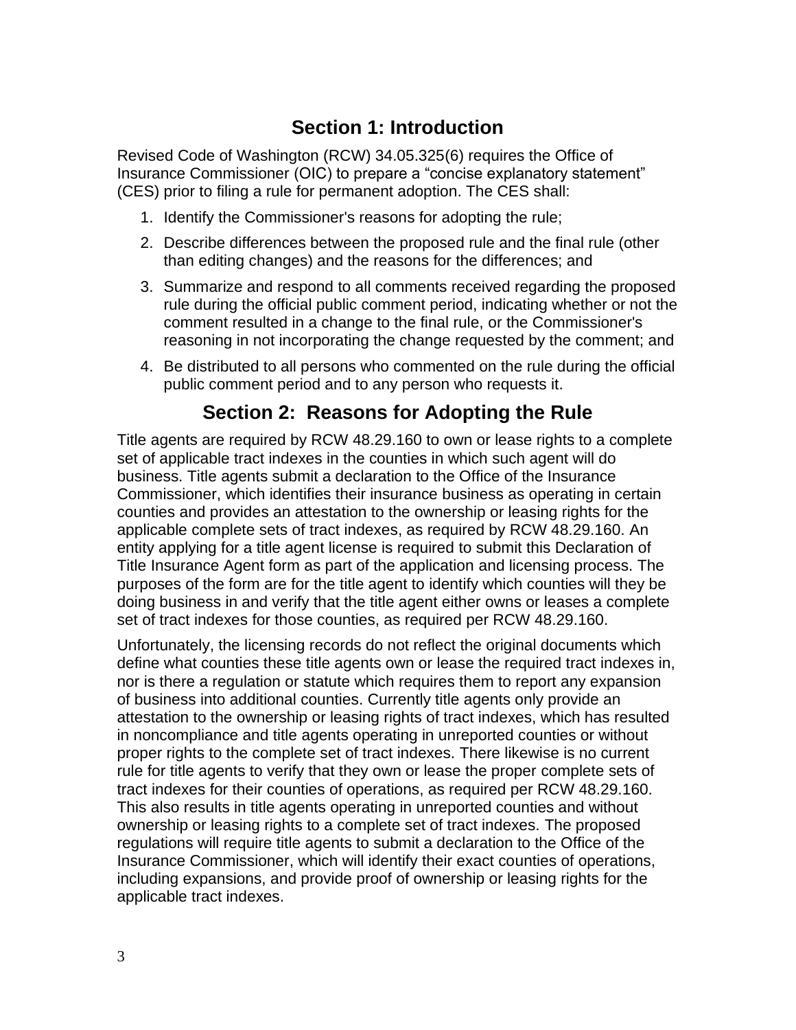## Section 1: Introduction

Revised Code of Washington (RCW) 34.05.325(6) requires the Office of Insurance Commissioner (OIC) to prepare a "concise explanatory statement" (CES) prior to filing a rule for permanent adoption. The CES shall:

1. Identify the Commissioner's reasons for adopting the rule;
2. Describe differences between the proposed rule and the final rule (other than editing changes) and the reasons for the differences; and
3. Summarize and respond to all comments received regarding the proposed rule during the official public comment period, indicating whether or not the comment resulted in a change to the final rule, or the Commissioner's reasoning in not incorporating the change requested by the comment; and
4. Be distributed to all persons who commented on the rule during the official public comment period and to any person who requests it.

## Section 2: Reasons for Adopting the Rule

Title agents are required by RCW 48.29.160 to own or lease rights to a complete set of applicable tract indexes in the counties in which such agent will do business. Title agents submit a declaration to the Office of the Insurance Commissioner, which identifies their insurance business as operating in certain counties and provides an attestation to the ownership or leasing rights for the applicable complete sets of tract indexes, as required by RCW 48.29.160. An entity applying for a title agent license is required to submit this Declaration of Title Insurance Agent form as part of the application and licensing process. The purposes of the form are for the title agent to identify which counties will they be doing business in and verify that the title agent either owns or leases a complete set of tract indexes for those counties, as required per RCW 48.29.160.

Unfortunately, the licensing records do not reflect the original documents which define what counties these title agents own or lease the required tract indexes in, nor is there a regulation or statute which requires them to report any expansion of business into additional counties. Currently title agents only provide an attestation to the ownership or leasing rights of tract indexes, which has resulted in noncompliance and title agents operating in unreported counties or without proper rights to the complete set of tract indexes. There likewise is no current rule for title agents to verify that they own or lease the proper complete sets of tract indexes for their counties of operations, as required per RCW 48.29.160. This also results in title agents operating in unreported counties and without ownership or leasing rights to a complete set of tract indexes. The proposed regulations will require title agents to submit a declaration to the Office of the Insurance Commissioner, which will identify their exact counties of operations, including expansions, and provide proof of ownership or leasing rights for the applicable tract indexes.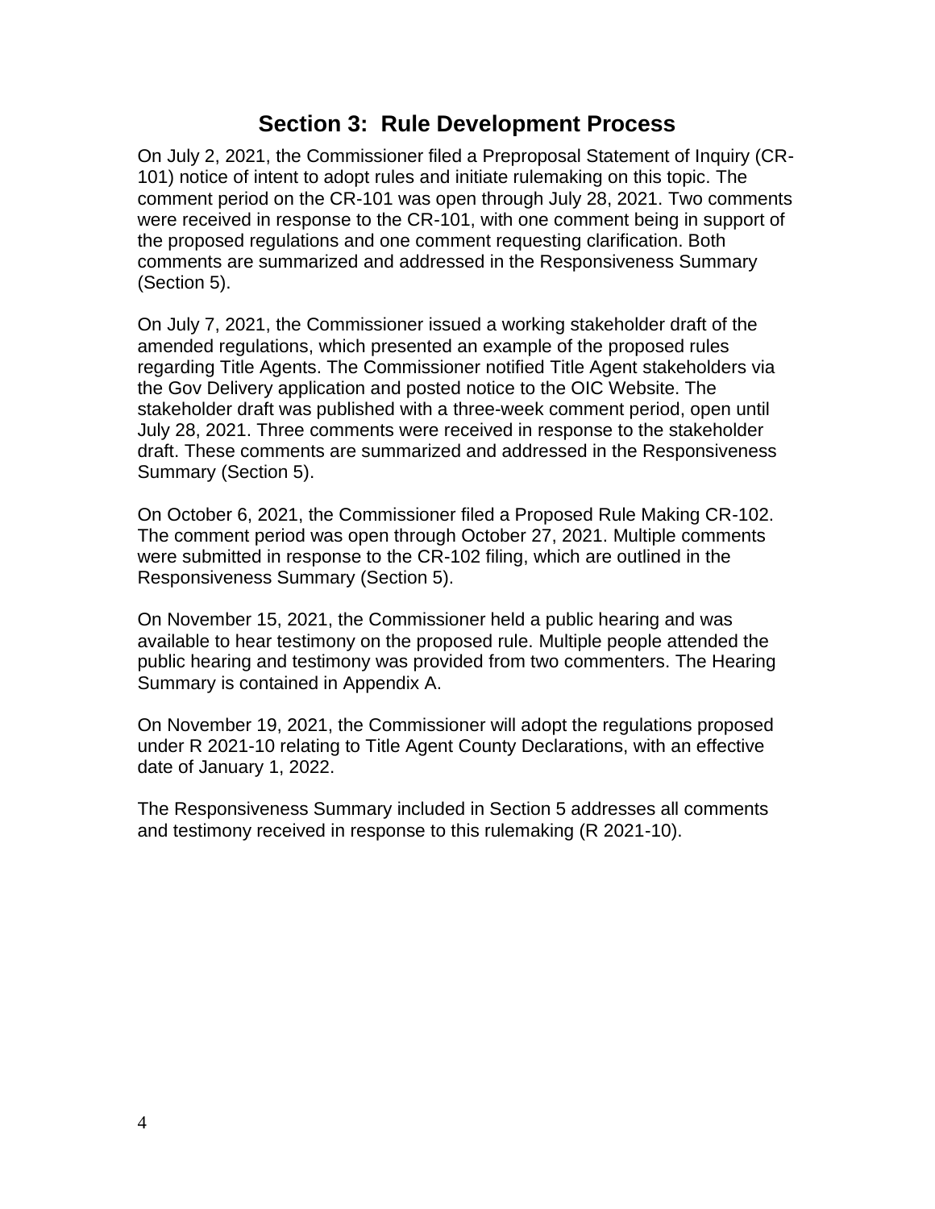## Section 3: Rule Development Process

On July 2, 2021, the Commissioner filed a Preproposal Statement of Inquiry (CR-101) notice of intent to adopt rules and initiate rulemaking on this topic. The comment period on the CR-101 was open through July 28, 2021. Two comments were received in response to the CR-101, with one comment being in support of the proposed regulations and one comment requesting clarification. Both comments are summarized and addressed in the Responsiveness Summary (Section 5).

On July 7, 2021, the Commissioner issued a working stakeholder draft of the amended regulations, which presented an example of the proposed rules regarding Title Agents. The Commissioner notified Title Agent stakeholders via the Gov Delivery application and posted notice to the OIC Website. The stakeholder draft was published with a three-week comment period, open until July 28, 2021. Three comments were received in response to the stakeholder draft. These comments are summarized and addressed in the Responsiveness Summary (Section 5).

On October 6, 2021, the Commissioner filed a Proposed Rule Making CR-102. The comment period was open through October 27, 2021. Multiple comments were submitted in response to the CR-102 filing, which are outlined in the Responsiveness Summary (Section 5).

On November 15, 2021, the Commissioner held a public hearing and was available to hear testimony on the proposed rule. Multiple people attended the public hearing and testimony was provided from two commenters. The Hearing Summary is contained in Appendix A.

On November 19, 2021, the Commissioner will adopt the regulations proposed under R 2021-10 relating to Title Agent County Declarations, with an effective date of January 1, 2022.

The Responsiveness Summary included in Section 5 addresses all comments and testimony received in response to this rulemaking (R 2021-10).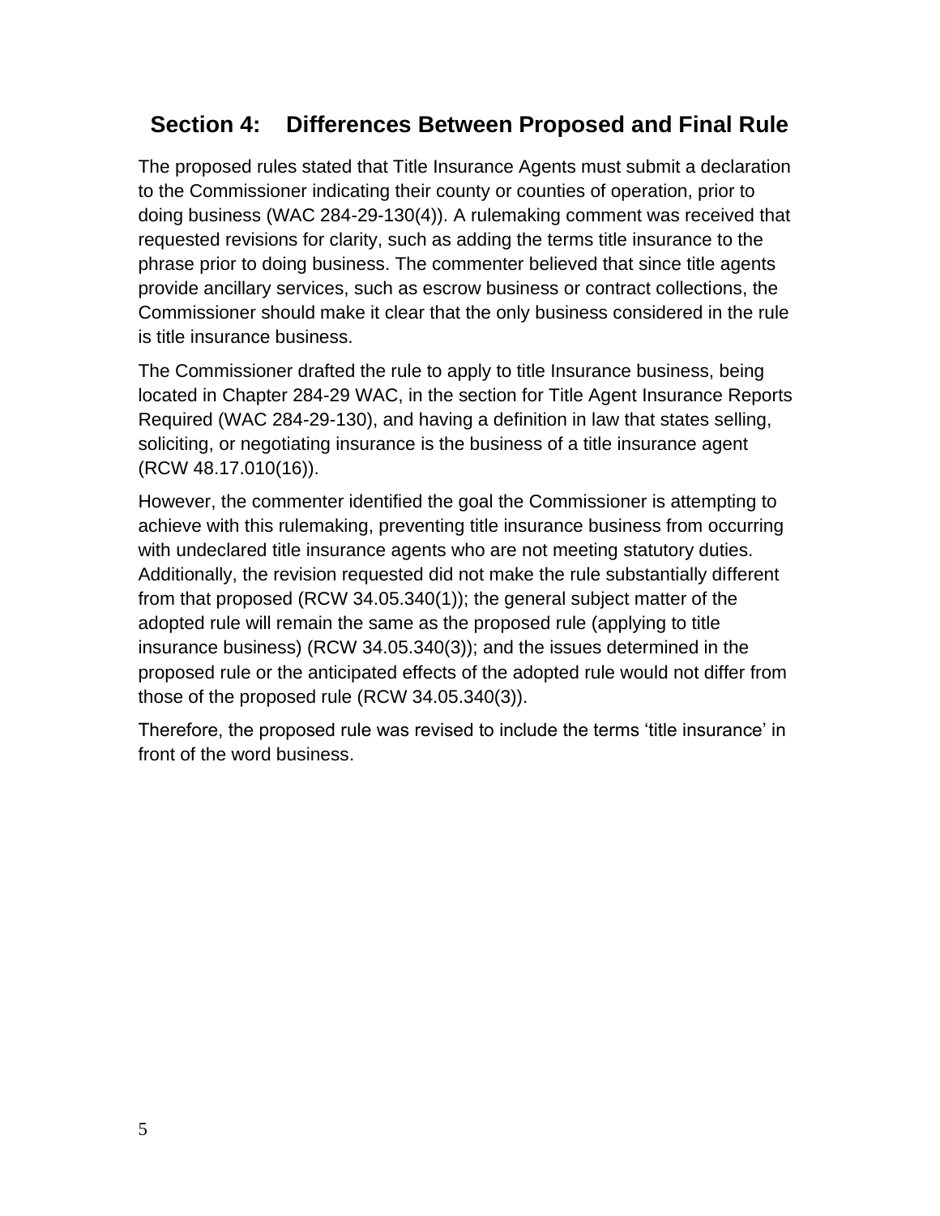## Section 4: Differences Between Proposed and Final Rule

The proposed rules stated that Title Insurance Agents must submit a declaration to the Commissioner indicating their county or counties of operation, prior to doing business (WAC 284-29-130(4)). A rulemaking comment was received that requested revisions for clarity, such as adding the terms title insurance to the phrase prior to doing business. The commenter believed that since title agents provide ancillary services, such as escrow business or contract collections, the Commissioner should make it clear that the only business considered in the rule is title insurance business.

The Commissioner drafted the rule to apply to title Insurance business, being located in Chapter 284-29 WAC, in the section for Title Agent Insurance Reports Required (WAC 284-29-130), and having a definition in law that states selling, soliciting, or negotiating insurance is the business of a title insurance agent (RCW 48.17.010(16)).

However, the commenter identified the goal the Commissioner is attempting to achieve with this rulemaking, preventing title insurance business from occurring with undeclared title insurance agents who are not meeting statutory duties. Additionally, the revision requested did not make the rule substantially different from that proposed (RCW 34.05.340(1)); the general subject matter of the adopted rule will remain the same as the proposed rule (applying to title insurance business) (RCW 34.05.340(3)); and the issues determined in the proposed rule or the anticipated effects of the adopted rule would not differ from those of the proposed rule (RCW 34.05.340(3)).

Therefore, the proposed rule was revised to include the terms 'title insurance' in front of the word business.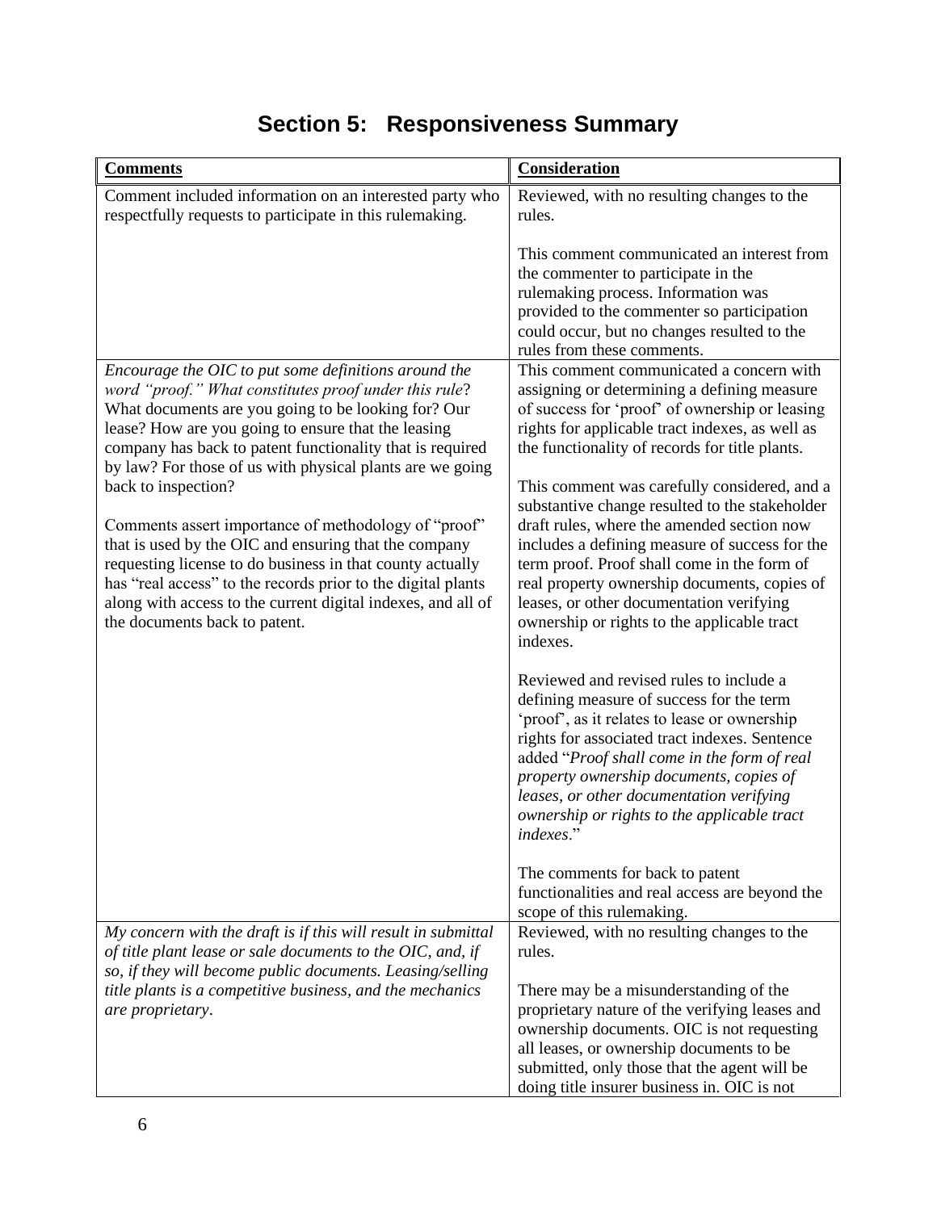# Section 5: Responsiveness Summary

| **Comments** | **Consideration** |
|---|---|
| Comment included information on an interested party who respectfully requests to participate in this rulemaking. | Reviewed, with no resulting changes to the rules.<br><br>This comment communicated an interest from the commenter to participate in the rulemaking process. Information was provided to the commenter so participation could occur, but no changes resulted to the rules from these comments. |
| *Encourage the OIC to put some definitions around the word "proof." What constitutes proof under this rule*? What documents are you going to be looking for? Our lease? How are you going to ensure that the leasing company has back to patent functionality that is required by law? For those of us with physical plants are we going back to inspection?<br><br>Comments assert importance of methodology of "proof" that is used by the OIC and ensuring that the company requesting license to do business in that county actually has "real access" to the records prior to the digital plants along with access to the current digital indexes, and all of the documents back to patent. | This comment communicated a concern with assigning or determining a defining measure of success for 'proof' of ownership or leasing rights for applicable tract indexes, as well as the functionality of records for title plants.<br><br>This comment was carefully considered, and a substantive change resulted to the stakeholder draft rules, where the amended section now includes a defining measure of success for the term proof. Proof shall come in the form of real property ownership documents, copies of leases, or other documentation verifying ownership or rights to the applicable tract indexes.<br><br>Reviewed and revised rules to include a defining measure of success for the term 'proof', as it relates to lease or ownership rights for associated tract indexes. Sentence added "*Proof shall come in the form of real property ownership documents, copies of leases, or other documentation verifying ownership or rights to the applicable tract indexes*."<br><br>The comments for back to patent functionalities and real access are beyond the scope of this rulemaking. |
| *My concern with the draft is if this will result in submittal of title plant lease or sale documents to the OIC, and, if so, if they will become public documents. Leasing/selling title plants is a competitive business, and the mechanics are proprietary*. | Reviewed, with no resulting changes to the rules.<br><br>There may be a misunderstanding of the proprietary nature of the verifying leases and ownership documents. OIC is not requesting all leases, or ownership documents to be submitted, only those that the agent will be doing title insurer business in. OIC is not |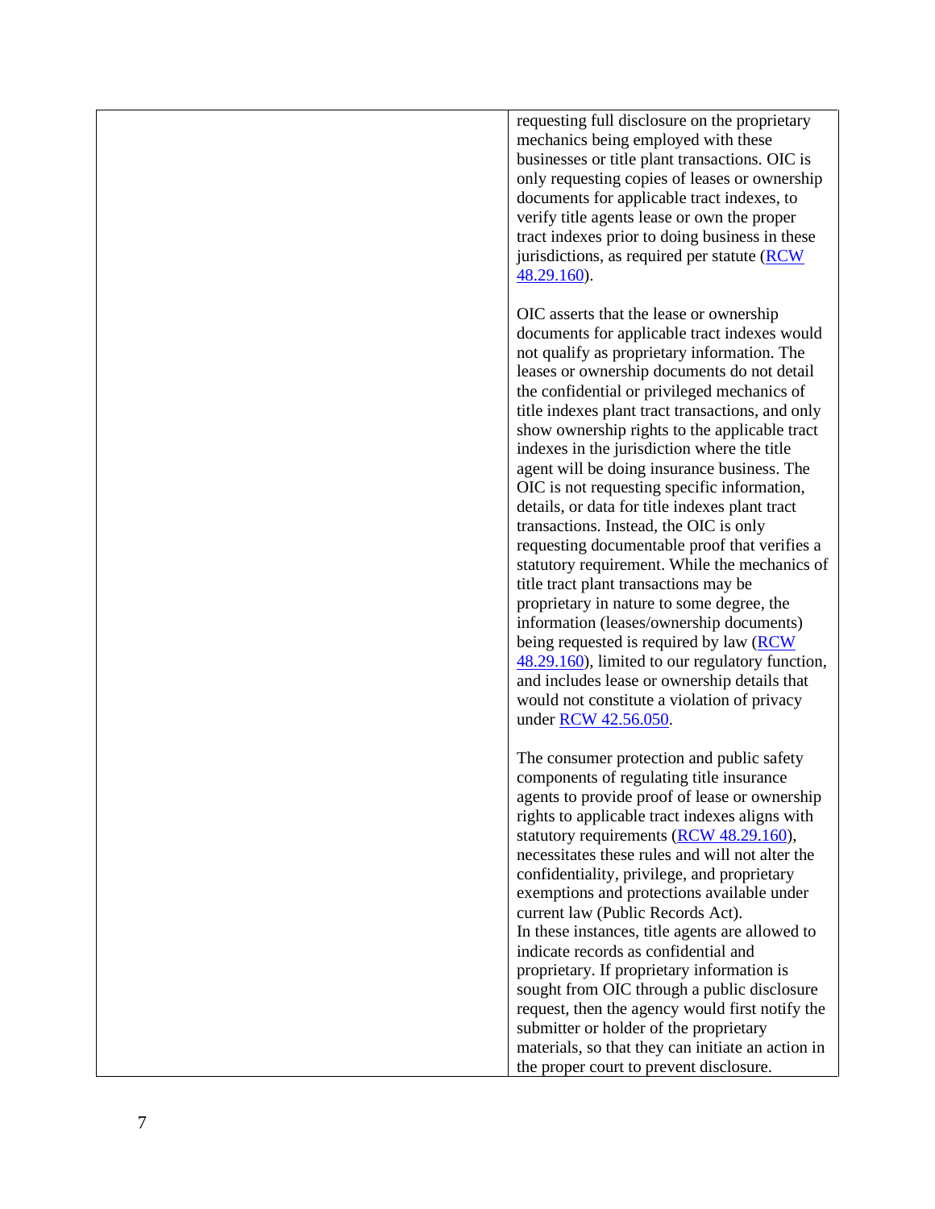| | |
|---|---|
| | requesting full disclosure on the proprietary mechanics being employed with these businesses or title plant transactions. OIC is only requesting copies of leases or ownership documents for applicable tract indexes, to verify title agents lease or own the proper tract indexes prior to doing business in these jurisdictions, as required per statute ([RCW 48.29.160](RCW 48.29.160)).<br><br>OIC asserts that the lease or ownership documents for applicable tract indexes would not qualify as proprietary information. The leases or ownership documents do not detail the confidential or privileged mechanics of title indexes plant tract transactions, and only show ownership rights to the applicable tract indexes in the jurisdiction where the title agent will be doing insurance business. The OIC is not requesting specific information, details, or data for title indexes plant tract transactions. Instead, the OIC is only requesting documentable proof that verifies a statutory requirement. While the mechanics of title tract plant transactions may be proprietary in nature to some degree, the information (leases/ownership documents) being requested is required by law ([RCW 48.29.160](RCW 48.29.160)), limited to our regulatory function, and includes lease or ownership details that would not constitute a violation of privacy under [RCW 42.56.050](RCW 42.56.050).<br><br>The consumer protection and public safety components of regulating title insurance agents to provide proof of lease or ownership rights to applicable tract indexes aligns with statutory requirements ([RCW 48.29.160](RCW 48.29.160)), necessitates these rules and will not alter the confidentiality, privilege, and proprietary exemptions and protections available under current law (Public Records Act).<br>In these instances, title agents are allowed to indicate records as confidential and proprietary. If proprietary information is sought from OIC through a public disclosure request, then the agency would first notify the submitter or holder of the proprietary materials, so that they can initiate an action in the proper court to prevent disclosure. |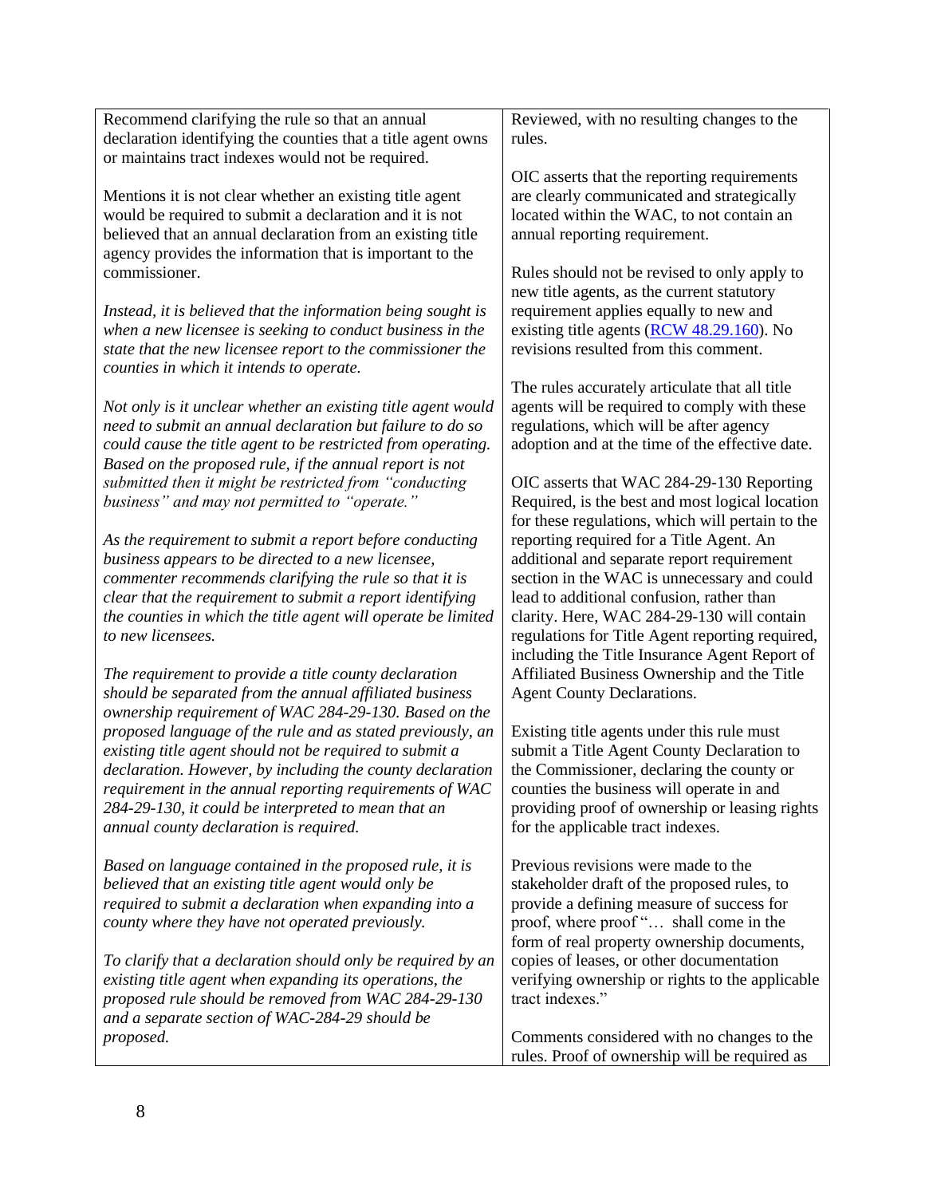| | |
|---|---|
| Recommend clarifying the rule so that an annual declaration identifying the counties that a title agent owns or maintains tract indexes would not be required.<br><br>Mentions it is not clear whether an existing title agent would be required to submit a declaration and it is not believed that an annual declaration from an existing title agency provides the information that is important to the commissioner.<br><br>*Instead, it is believed that the information being sought is when a new licensee is seeking to conduct business in the state that the new licensee report to the commissioner the counties in which it intends to operate.*<br><br>*Not only is it unclear whether an existing title agent would need to submit an annual declaration but failure to do so could cause the title agent to be restricted from operating. Based on the proposed rule, if the annual report is not submitted then it might be restricted from "conducting business" and may not permitted to "operate."*<br><br>*As the requirement to submit a report before conducting business appears to be directed to a new licensee, commenter recommends clarifying the rule so that it is clear that the requirement to submit a report identifying the counties in which the title agent will operate be limited to new licensees.*<br><br>*The requirement to provide a title county declaration should be separated from the annual affiliated business ownership requirement of WAC 284-29-130. Based on the proposed language of the rule and as stated previously, an existing title agent should not be required to submit a declaration. However, by including the county declaration requirement in the annual reporting requirements of WAC 284-29-130, it could be interpreted to mean that an annual county declaration is required.*<br><br>*Based on language contained in the proposed rule, it is believed that an existing title agent would only be required to submit a declaration when expanding into a county where they have not operated previously.*<br><br>*To clarify that a declaration should only be required by an existing title agent when expanding its operations, the proposed rule should be removed from WAC 284-29-130 and a separate section of WAC-284-29 should be proposed.* | Reviewed, with no resulting changes to the rules.<br><br>OIC asserts that the reporting requirements are clearly communicated and strategically located within the WAC, to not contain an annual reporting requirement.<br><br>Rules should not be revised to only apply to new title agents, as the current statutory requirement applies equally to new and existing title agents (RCW 48.29.160). No revisions resulted from this comment.<br><br>The rules accurately articulate that all title agents will be required to comply with these regulations, which will be after agency adoption and at the time of the effective date.<br><br>OIC asserts that WAC 284-29-130 Reporting Required, is the best and most logical location for these regulations, which will pertain to the reporting required for a Title Agent. An additional and separate report requirement section in the WAC is unnecessary and could lead to additional confusion, rather than clarity. Here, WAC 284-29-130 will contain regulations for Title Agent reporting required, including the Title Insurance Agent Report of Affiliated Business Ownership and the Title Agent County Declarations.<br><br>Existing title agents under this rule must submit a Title Agent County Declaration to the Commissioner, declaring the county or counties the business will operate in and providing proof of ownership or leasing rights for the applicable tract indexes.<br><br>Previous revisions were made to the stakeholder draft of the proposed rules, to provide a defining measure of success for proof, where proof "… shall come in the form of real property ownership documents, copies of leases, or other documentation verifying ownership or rights to the applicable tract indexes."<br><br>Comments considered with no changes to the rules. Proof of ownership will be required as |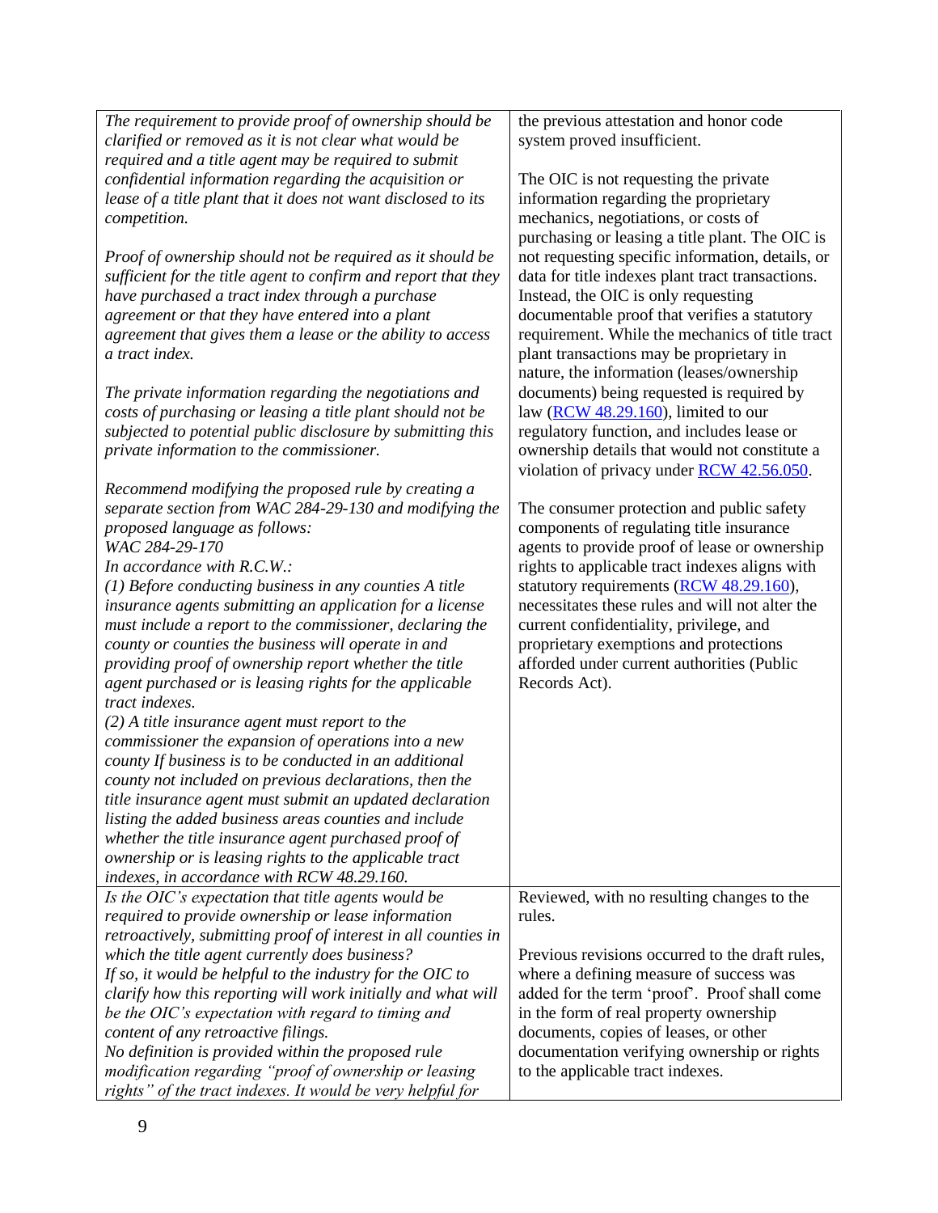| | |
|---|---|
| *The requirement to provide proof of ownership should be clarified or removed as it is not clear what would be required and a title agent may be required to submit confidential information regarding the acquisition or lease of a title plant that it does not want disclosed to its competition.*<br><br>*Proof of ownership should not be required as it should be sufficient for the title agent to confirm and report that they have purchased a tract index through a purchase agreement or that they have entered into a plant agreement that gives them a lease or the ability to access a tract index.*<br><br>*The private information regarding the negotiations and costs of purchasing or leasing a title plant should not be subjected to potential public disclosure by submitting this private information to the commissioner.*<br><br>*Recommend modifying the proposed rule by creating a separate section from WAC 284-29-130 and modifying the proposed language as follows:*<br>*WAC 284-29-170*<br>*In accordance with R.C.W.:*<br>*(1) Before conducting business in any counties A title insurance agents submitting an application for a license must include a report to the commissioner, declaring the county or counties the business will operate in and providing proof of ownership report whether the title agent purchased or is leasing rights for the applicable tract indexes.*<br>*(2) A title insurance agent must report to the commissioner the expansion of operations into a new county If business is to be conducted in an additional county not included on previous declarations, then the title insurance agent must submit an updated declaration listing the added business areas counties and include whether the title insurance agent purchased proof of ownership or is leasing rights to the applicable tract indexes, in accordance with RCW 48.29.160.* | the previous attestation and honor code system proved insufficient.<br><br>The OIC is not requesting the private information regarding the proprietary mechanics, negotiations, or costs of purchasing or leasing a title plant. The OIC is not requesting specific information, details, or data for title indexes plant tract transactions. Instead, the OIC is only requesting documentable proof that verifies a statutory requirement. While the mechanics of title tract plant transactions may be proprietary in nature, the information (leases/ownership documents) being requested is required by law (RCW 48.29.160), limited to our regulatory function, and includes lease or ownership details that would not constitute a violation of privacy under RCW 42.56.050.<br><br>The consumer protection and public safety components of regulating title insurance agents to provide proof of lease or ownership rights to applicable tract indexes aligns with statutory requirements (RCW 48.29.160), necessitates these rules and will not alter the current confidentiality, privilege, and proprietary exemptions and protections afforded under current authorities (Public Records Act). |
| *Is the OIC's expectation that title agents would be required to provide ownership or lease information retroactively, submitting proof of interest in all counties in which the title agent currently does business?*<br>*If so, it would be helpful to the industry for the OIC to clarify how this reporting will work initially and what will be the OIC's expectation with regard to timing and content of any retroactive filings.*<br>*No definition is provided within the proposed rule modification regarding "proof of ownership or leasing rights" of the tract indexes. It would be very helpful for* | Reviewed, with no resulting changes to the rules.<br><br>Previous revisions occurred to the draft rules, where a defining measure of success was added for the term 'proof'. Proof shall come in the form of real property ownership documents, copies of leases, or other documentation verifying ownership or rights to the applicable tract indexes. |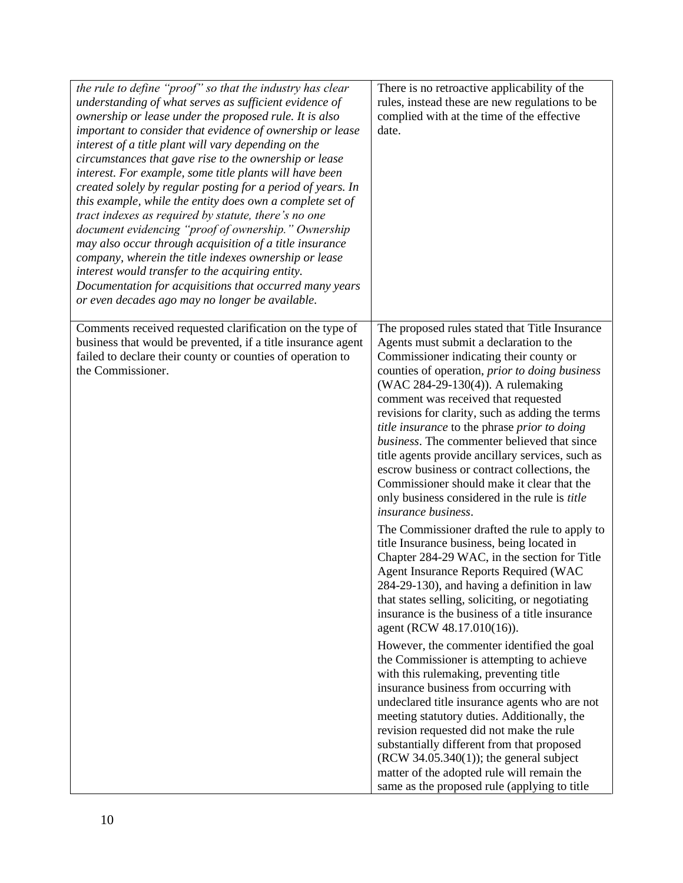| | |
|---|---|
| *the rule to define "proof" so that the industry has clear understanding of what serves as sufficient evidence of ownership or lease under the proposed rule. It is also important to consider that evidence of ownership or lease interest of a title plant will vary depending on the circumstances that gave rise to the ownership or lease interest. For example, some title plants will have been created solely by regular posting for a period of years. In this example, while the entity does own a complete set of tract indexes as required by statute, there's no one document evidencing "proof of ownership." Ownership may also occur through acquisition of a title insurance company, wherein the title indexes ownership or lease interest would transfer to the acquiring entity. Documentation for acquisitions that occurred many years or even decades ago may no longer be available.* | There is no retroactive applicability of the rules, instead these are new regulations to be complied with at the time of the effective date. |
| Comments received requested clarification on the type of business that would be prevented, if a title insurance agent failed to declare their county or counties of operation to the Commissioner. | The proposed rules stated that Title Insurance Agents must submit a declaration to the Commissioner indicating their county or counties of operation, *prior to doing business* (WAC 284-29-130(4)). A rulemaking comment was received that requested revisions for clarity, such as adding the terms *title insurance* to the phrase *prior to doing business*. The commenter believed that since title agents provide ancillary services, such as escrow business or contract collections, the Commissioner should make it clear that the only business considered in the rule is *title insurance business*.<br><br>The Commissioner drafted the rule to apply to title Insurance business, being located in Chapter 284-29 WAC, in the section for Title Agent Insurance Reports Required (WAC 284-29-130), and having a definition in law that states selling, soliciting, or negotiating insurance is the business of a title insurance agent (RCW 48.17.010(16)).<br><br>However, the commenter identified the goal the Commissioner is attempting to achieve with this rulemaking, preventing title insurance business from occurring with undeclared title insurance agents who are not meeting statutory duties. Additionally, the revision requested did not make the rule substantially different from that proposed (RCW 34.05.340(1)); the general subject matter of the adopted rule will remain the same as the proposed rule (applying to title |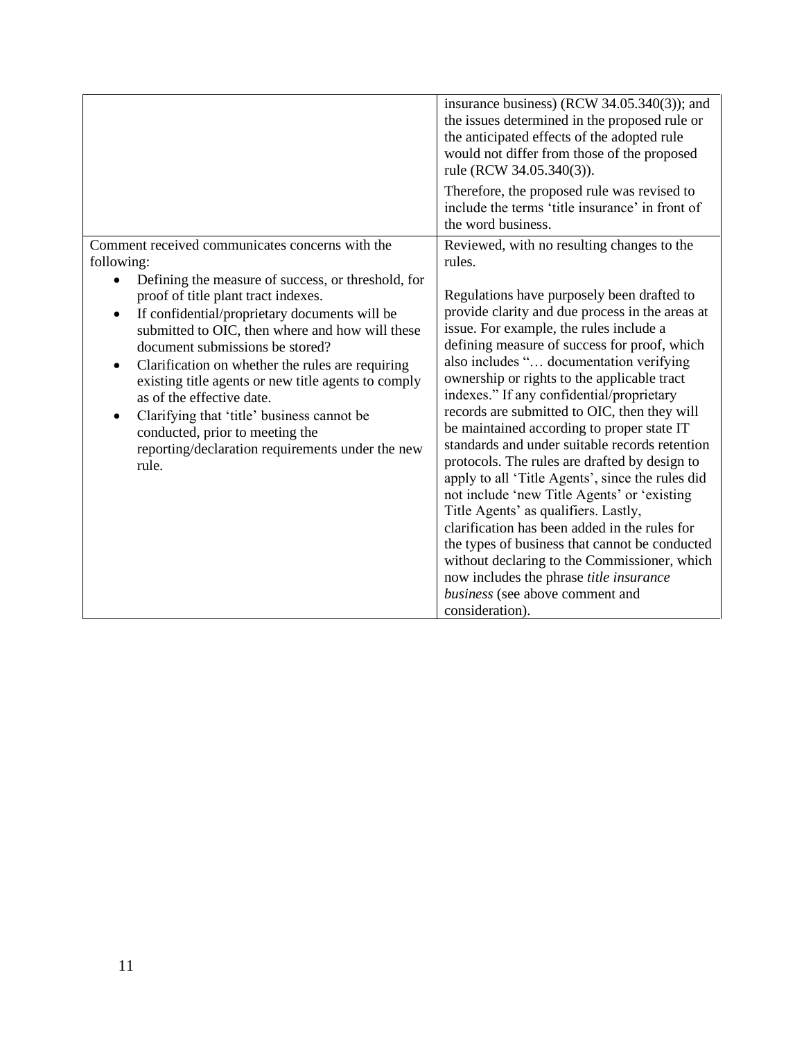| | |
|---|---|
| | insurance business) (RCW 34.05.340(3)); and the issues determined in the proposed rule or the anticipated effects of the adopted rule would not differ from those of the proposed rule (RCW 34.05.340(3)).<br><br>Therefore, the proposed rule was revised to include the terms 'title insurance' in front of the word business. |
| Comment received communicates concerns with the following:<br><br>• Defining the measure of success, or threshold, for proof of title plant tract indexes.<br>• If confidential/proprietary documents will be submitted to OIC, then where and how will these document submissions be stored?<br>• Clarification on whether the rules are requiring existing title agents or new title agents to comply as of the effective date.<br>• Clarifying that 'title' business cannot be conducted, prior to meeting the reporting/declaration requirements under the new rule. | Reviewed, with no resulting changes to the rules.<br><br>Regulations have purposely been drafted to provide clarity and due process in the areas at issue. For example, the rules include a defining measure of success for proof, which also includes "… documentation verifying ownership or rights to the applicable tract indexes." If any confidential/proprietary records are submitted to OIC, then they will be maintained according to proper state IT standards and under suitable records retention protocols. The rules are drafted by design to apply to all 'Title Agents', since the rules did not include 'new Title Agents' or 'existing Title Agents' as qualifiers. Lastly, clarification has been added in the rules for the types of business that cannot be conducted without declaring to the Commissioner, which now includes the phrase *title insurance business* (see above comment and consideration). |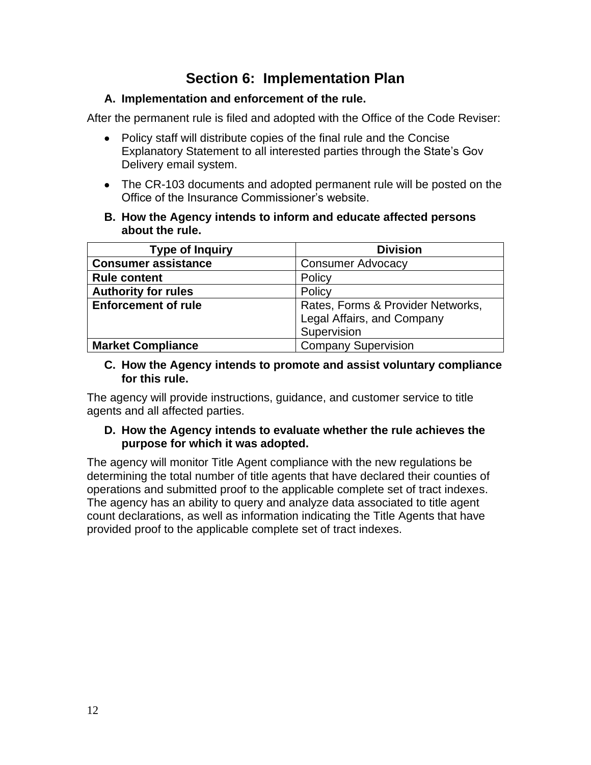# Section 6: Implementation Plan

## A. Implementation and enforcement of the rule.

After the permanent rule is filed and adopted with the Office of the Code Reviser:

- Policy staff will distribute copies of the final rule and the Concise Explanatory Statement to all interested parties through the State's Gov Delivery email system.
- The CR-103 documents and adopted permanent rule will be posted on the Office of the Insurance Commissioner's website.

## B. How the Agency intends to inform and educate affected persons about the rule.

| Type of Inquiry | Division |
|---|---|
| **Consumer assistance** | Consumer Advocacy |
| **Rule content** | Policy |
| **Authority for rules** | Policy |
| **Enforcement of rule** | Rates, Forms & Provider Networks, Legal Affairs, and Company Supervision |
| **Market Compliance** | Company Supervision |

## C. How the Agency intends to promote and assist voluntary compliance for this rule.

The agency will provide instructions, guidance, and customer service to title agents and all affected parties.

## D. How the Agency intends to evaluate whether the rule achieves the purpose for which it was adopted.

The agency will monitor Title Agent compliance with the new regulations be determining the total number of title agents that have declared their counties of operations and submitted proof to the applicable complete set of tract indexes. The agency has an ability to query and analyze data associated to title agent count declarations, as well as information indicating the Title Agents that have provided proof to the applicable complete set of tract indexes.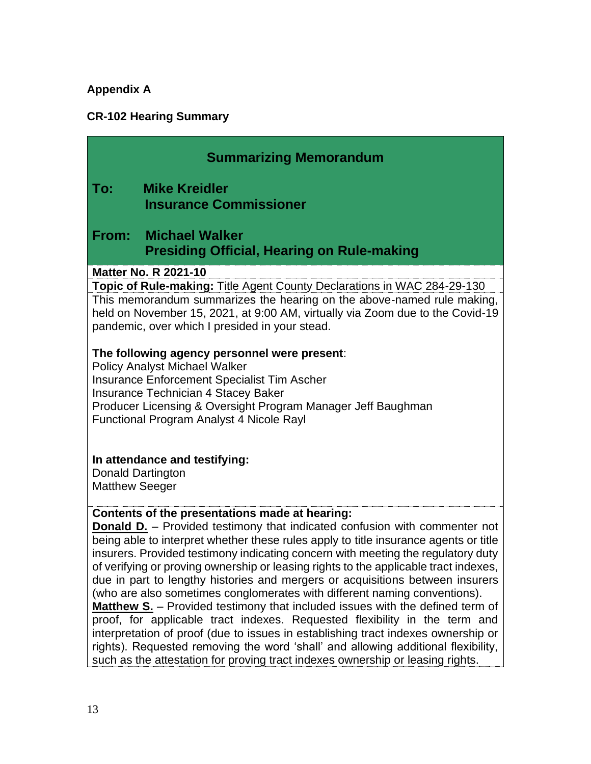**Appendix A**

**CR-102 Hearing Summary**

## Summarizing Memorandum

**To:** **Mike Kreidler**
**Insurance Commissioner**

**From:** **Michael Walker**
**Presiding Official, Hearing on Rule-making**

**Matter No. R 2021-10**

**Topic of Rule-making:** Title Agent County Declarations in WAC 284-29-130

This memorandum summarizes the hearing on the above-named rule making, held on November 15, 2021, at 9:00 AM, virtually via Zoom due to the Covid-19 pandemic, over which I presided in your stead.

**The following agency personnel were present**:
Policy Analyst Michael Walker
Insurance Enforcement Specialist Tim Ascher
Insurance Technician 4 Stacey Baker
Producer Licensing & Oversight Program Manager Jeff Baughman
Functional Program Analyst 4 Nicole Rayl

**In attendance and testifying:**
Donald Dartington
Matthew Seeger

**Contents of the presentations made at hearing:**

**Donald D.** – Provided testimony that indicated confusion with commenter not being able to interpret whether these rules apply to title insurance agents or title insurers. Provided testimony indicating concern with meeting the regulatory duty of verifying or proving ownership or leasing rights to the applicable tract indexes, due in part to lengthy histories and mergers or acquisitions between insurers (who are also sometimes conglomerates with different naming conventions).

**Matthew S.** – Provided testimony that included issues with the defined term of proof, for applicable tract indexes. Requested flexibility in the term and interpretation of proof (due to issues in establishing tract indexes ownership or rights). Requested removing the word 'shall' and allowing additional flexibility, such as the attestation for proving tract indexes ownership or leasing rights.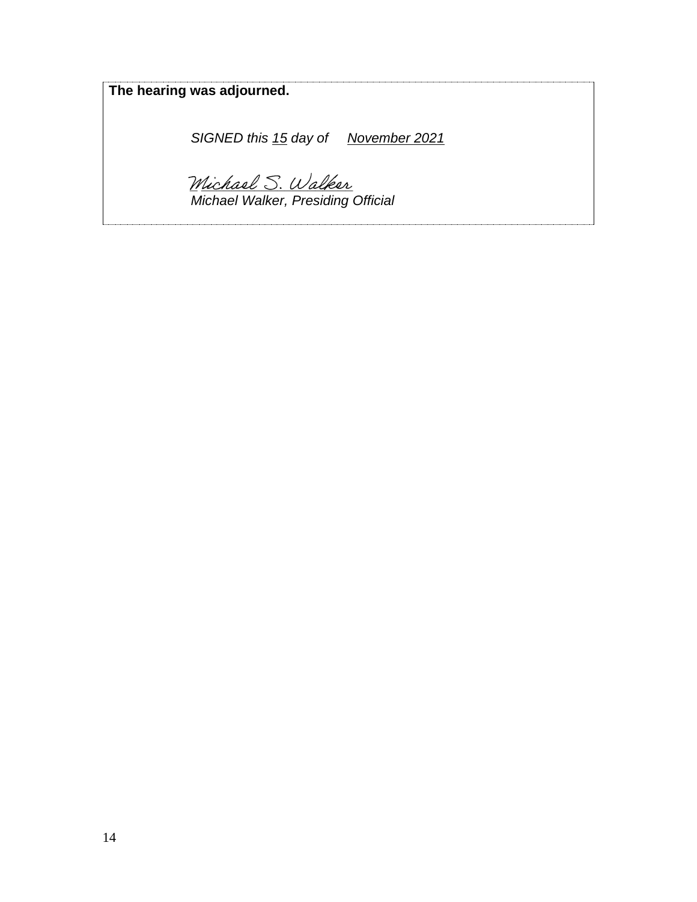**The hearing was adjourned.**

*SIGNED this 15 day of November 2021*

*Michael S. Walker*

*Michael Walker, Presiding Official*